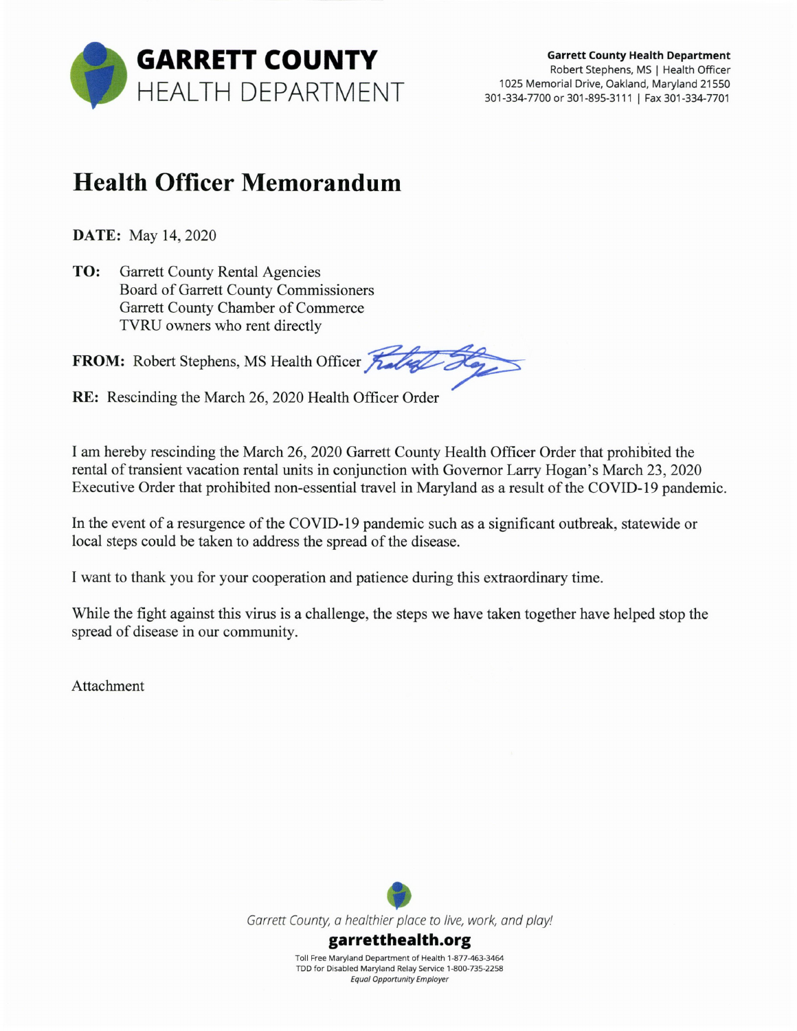**GARRETT COUNTY**
HEALTH DEPARTMENT

**Garrett County Health Department**
Robert Stephens, MS | Health Officer
1025 Memorial Drive, Oakland, Maryland 21550
301-334-7700 or 301-895-3111 | Fax 301-334-7701

# Health Officer Memorandum

**DATE:** May 14, 2020

**TO:** Garrett County Rental Agencies
Board of Garrett County Commissioners
Garrett County Chamber of Commerce
TVRU owners who rent directly

**FROM:** Robert Stephens, MS Health Officer

**RE:** Rescinding the March 26, 2020 Health Officer Order

I am hereby rescinding the March 26, 2020 Garrett County Health Officer Order that prohibited the rental of transient vacation rental units in conjunction with Governor Larry Hogan's March 23, 2020 Executive Order that prohibited non-essential travel in Maryland as a result of the COVID-19 pandemic.

In the event of a resurgence of the COVID-19 pandemic such as a significant outbreak, statewide or local steps could be taken to address the spread of the disease.

I want to thank you for your cooperation and patience during this extraordinary time.

While the fight against this virus is a challenge, the steps we have taken together have helped stop the spread of disease in our community.

Attachment

*Garrett County, a healthier place to live, work, and play!*

**garretthealth.org**

Toll Free Maryland Department of Health 1-877-463-3464
TDD for Disabled Maryland Relay Service 1-800-735-2258
*Equal Opportunity Employer*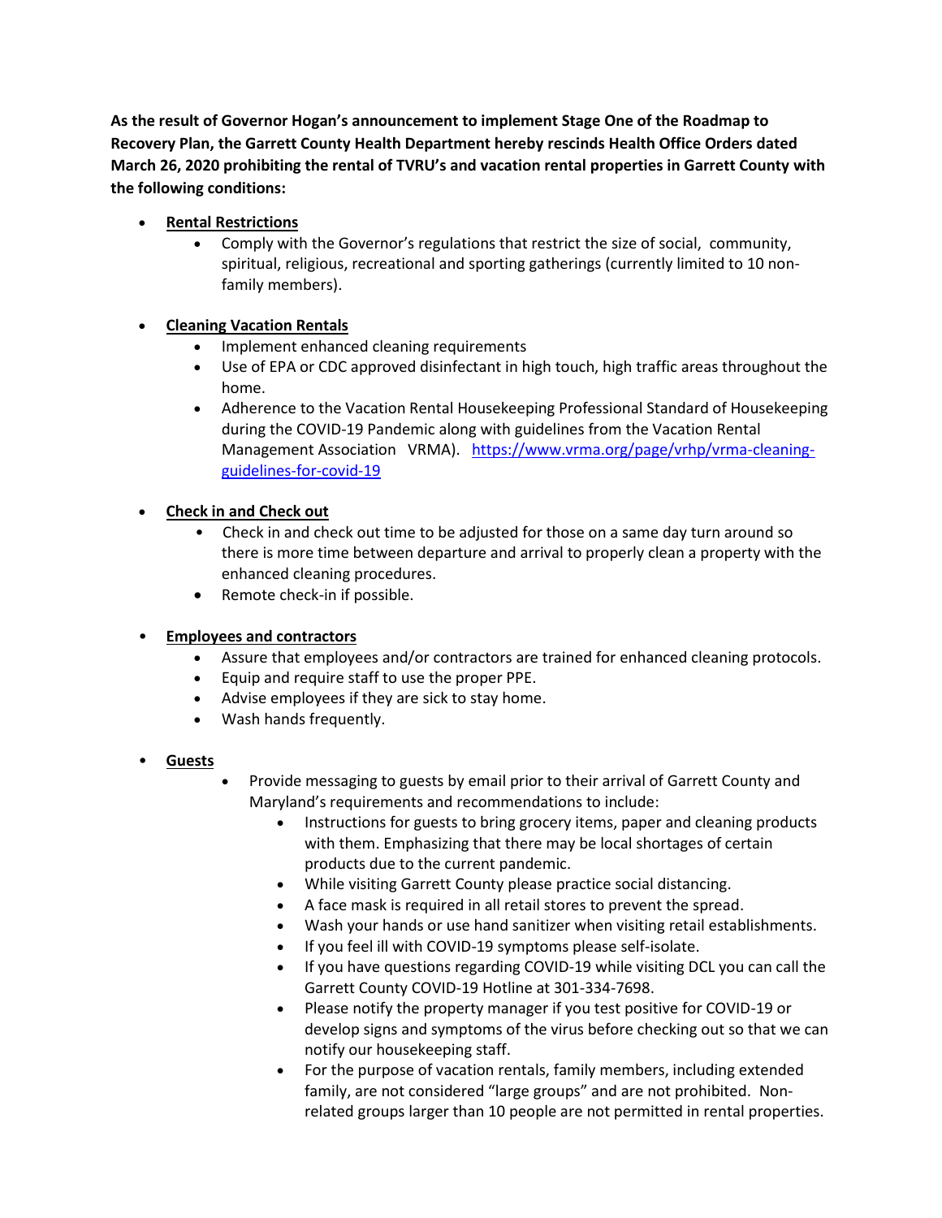**As the result of Governor Hogan's announcement to implement Stage One of the Roadmap to Recovery Plan, the Garrett County Health Department hereby rescinds Health Office Orders dated March 26, 2020 prohibiting the rental of TVRU's and vacation rental properties in Garrett County with the following conditions:**

- **<u>Rental Restrictions</u>**
  - Comply with the Governor's regulations that restrict the size of social, community, spiritual, religious, recreational and sporting gatherings (currently limited to 10 non-family members).

- **<u>Cleaning Vacation Rentals</u>**
  - Implement enhanced cleaning requirements
  - Use of EPA or CDC approved disinfectant in high touch, high traffic areas throughout the home.
  - Adherence to the Vacation Rental Housekeeping Professional Standard of Housekeeping during the COVID-19 Pandemic along with guidelines from the Vacation Rental Management Association VRMA). [https://www.vrma.org/page/vrhp/vrma-cleaning-guidelines-for-covid-19](https://www.vrma.org/page/vrhp/vrma-cleaning-guidelines-for-covid-19)

- **<u>Check in and Check out</u>**
  - Check in and check out time to be adjusted for those on a same day turn around so there is more time between departure and arrival to properly clean a property with the enhanced cleaning procedures.
  - Remote check-in if possible.

- **<u>Employees and contractors</u>**
  - Assure that employees and/or contractors are trained for enhanced cleaning protocols.
  - Equip and require staff to use the proper PPE.
  - Advise employees if they are sick to stay home.
  - Wash hands frequently.

- **<u>Guests</u>**
  - Provide messaging to guests by email prior to their arrival of Garrett County and Maryland's requirements and recommendations to include:
    - Instructions for guests to bring grocery items, paper and cleaning products with them. Emphasizing that there may be local shortages of certain products due to the current pandemic.
    - While visiting Garrett County please practice social distancing.
    - A face mask is required in all retail stores to prevent the spread.
    - Wash your hands or use hand sanitizer when visiting retail establishments.
    - If you feel ill with COVID-19 symptoms please self-isolate.
    - If you have questions regarding COVID-19 while visiting DCL you can call the Garrett County COVID-19 Hotline at 301-334-7698.
    - Please notify the property manager if you test positive for COVID-19 or develop signs and symptoms of the virus before checking out so that we can notify our housekeeping staff.
    - For the purpose of vacation rentals, family members, including extended family, are not considered "large groups" and are not prohibited. Non-related groups larger than 10 people are not permitted in rental properties.